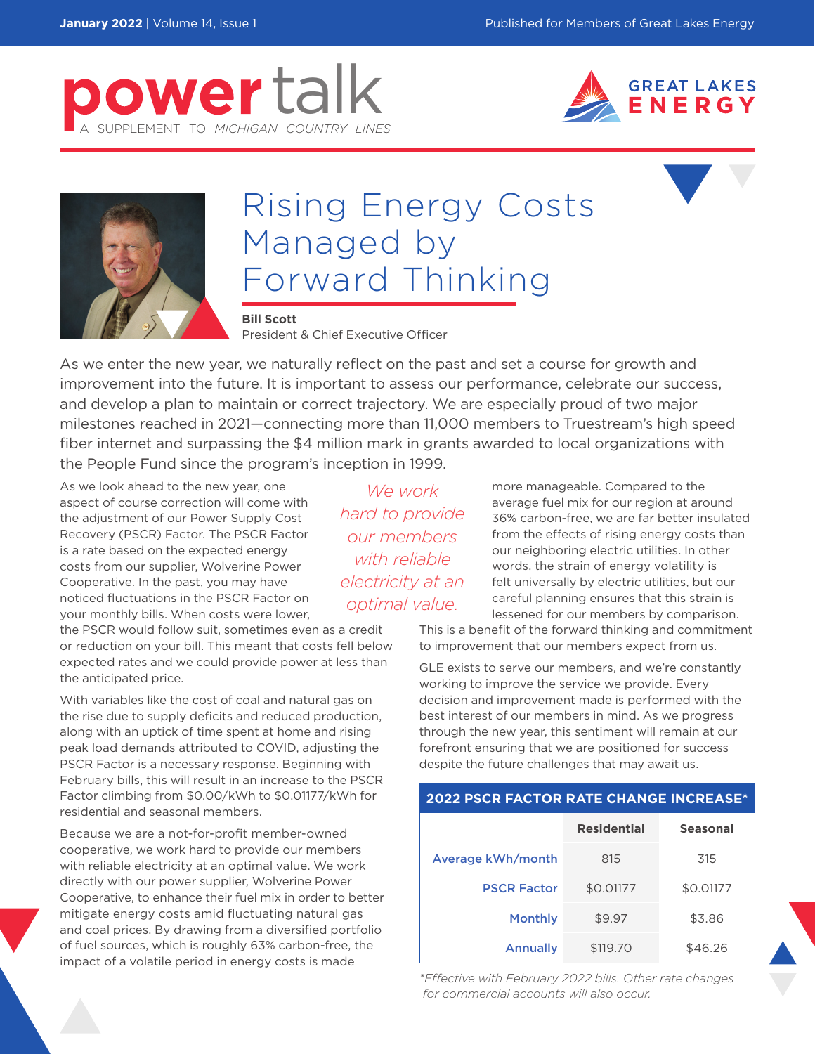# power talk

A SUPPLEMENT TO *MICHIGAN COUNTRY LINES*

GREAT LAKES ENERGY

## Rising Energy Costs Managed by Forward Thinking

**Bill Scott**
President & Chief Executive Officer

As we enter the new year, we naturally reflect on the past and set a course for growth and improvement into the future. It is important to assess our performance, celebrate our success, and develop a plan to maintain or correct trajectory. We are especially proud of two major milestones reached in 2021—connecting more than 11,000 members to Truestream's high speed fiber internet and surpassing the $4 million mark in grants awarded to local organizations with the People Fund since the program's inception in 1999.

As we look ahead to the new year, one aspect of course correction will come with the adjustment of our Power Supply Cost Recovery (PSCR) Factor. The PSCR Factor is a rate based on the expected energy costs from our supplier, Wolverine Power Cooperative. In the past, you may have noticed fluctuations in the PSCR Factor on your monthly bills. When costs were lower, the PSCR would follow suit, sometimes even as a credit or reduction on your bill. This meant that costs fell below expected rates and we could provide power at less than the anticipated price.

With variables like the cost of coal and natural gas on the rise due to supply deficits and reduced production, along with an uptick of time spent at home and rising peak load demands attributed to COVID, adjusting the PSCR Factor is a necessary response. Beginning with February bills, this will result in an increase to the PSCR Factor climbing from $0.00/kWh to $0.01177/kWh for residential and seasonal members.

Because we are a not-for-profit member-owned cooperative, we work hard to provide our members with reliable electricity at an optimal value. We work directly with our power supplier, Wolverine Power Cooperative, to enhance their fuel mix in order to better mitigate energy costs amid fluctuating natural gas and coal prices. By drawing from a diversified portfolio of fuel sources, which is roughly 63% carbon-free, the impact of a volatile period in energy costs is made more manageable. Compared to the average fuel mix for our region at around 36% carbon-free, we are far better insulated from the effects of rising energy costs than our neighboring electric utilities. In other words, the strain of energy volatility is felt universally by electric utilities, but our careful planning ensures that this strain is lessened for our members by comparison. This is a benefit of the forward thinking and commitment to improvement that our members expect from us.

*We work hard to provide our members with reliable electricity at an optimal value.*

GLE exists to serve our members, and we're constantly working to improve the service we provide. Every decision and improvement made is performed with the best interest of our members in mind. As we progress through the new year, this sentiment will remain at our forefront ensuring that we are positioned for success despite the future challenges that may await us.

**2022 PSCR FACTOR RATE CHANGE INCREASE***

| | Residential | Seasonal |
|---|---|---|
| Average kWh/month | 815 | 315 |
| PSCR Factor | $0.01177 | $0.01177 |
| Monthly | $9.97 | $3.86 |
| Annually | $119.70 | $46.26 |

*\*Effective with February 2022 bills. Other rate changes for commercial accounts will also occur.*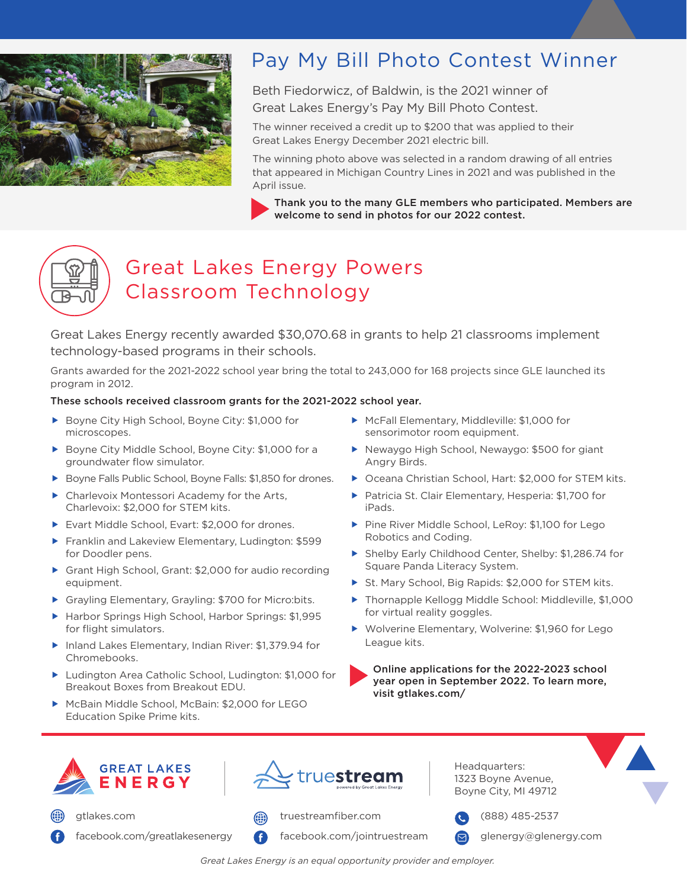## Pay My Bill Photo Contest Winner

Beth Fiedorwicz, of Baldwin, is the 2021 winner of Great Lakes Energy's Pay My Bill Photo Contest.

The winner received a credit up to $200 that was applied to their Great Lakes Energy December 2021 electric bill.

The winning photo above was selected in a random drawing of all entries that appeared in Michigan Country Lines in 2021 and was published in the April issue.

**Thank you to the many GLE members who participated. Members are welcome to send in photos for our 2022 contest.**

## Great Lakes Energy Powers Classroom Technology

Great Lakes Energy recently awarded $30,070.68 in grants to help 21 classrooms implement technology-based programs in their schools.

Grants awarded for the 2021-2022 school year bring the total to 243,000 for 168 projects since GLE launched its program in 2012.

**These schools received classroom grants for the 2021-2022 school year.**

- Boyne City High School, Boyne City: $1,000 for microscopes.
- Boyne City Middle School, Boyne City: $1,000 for a groundwater flow simulator.
- Boyne Falls Public School, Boyne Falls: $1,850 for drones.
- Charlevoix Montessori Academy for the Arts, Charlevoix: $2,000 for STEM kits.
- Evart Middle School, Evart: $2,000 for drones.
- Franklin and Lakeview Elementary, Ludington: $599 for Doodler pens.
- Grant High School, Grant: $2,000 for audio recording equipment.
- Grayling Elementary, Grayling: $700 for Micro:bits.
- Harbor Springs High School, Harbor Springs: $1,995 for flight simulators.
- Inland Lakes Elementary, Indian River: $1,379.94 for Chromebooks.
- Ludington Area Catholic School, Ludington: $1,000 for Breakout Boxes from Breakout EDU.
- McBain Middle School, McBain: $2,000 for LEGO Education Spike Prime kits.
- McFall Elementary, Middleville: $1,000 for sensorimotor room equipment.
- Newaygo High School, Newaygo: $500 for giant Angry Birds.
- Oceana Christian School, Hart: $2,000 for STEM kits.
- Patricia St. Clair Elementary, Hesperia: $1,700 for iPads.
- Pine River Middle School, LeRoy: $1,100 for Lego Robotics and Coding.
- Shelby Early Childhood Center, Shelby: $1,286.74 for Square Panda Literacy System.
- St. Mary School, Big Rapids: $2,000 for STEM kits.
- Thornapple Kellogg Middle School: Middleville, $1,000 for virtual reality goggles.
- Wolverine Elementary, Wolverine: $1,960 for Lego League kits.

**Online applications for the 2022-2023 school year open in September 2022. To learn more, visit gtlakes.com/**

GREAT LAKES ENERGY

truestream powered by Great Lakes Energy

Headquarters:
1323 Boyne Avenue,
Boyne City, MI 49712

gtlakes.com
facebook.com/greatlakesenergy

truestreamfiber.com
facebook.com/jointruestream

(888) 485-2537
glenergy@glenergy.com

*Great Lakes Energy is an equal opportunity provider and employer.*